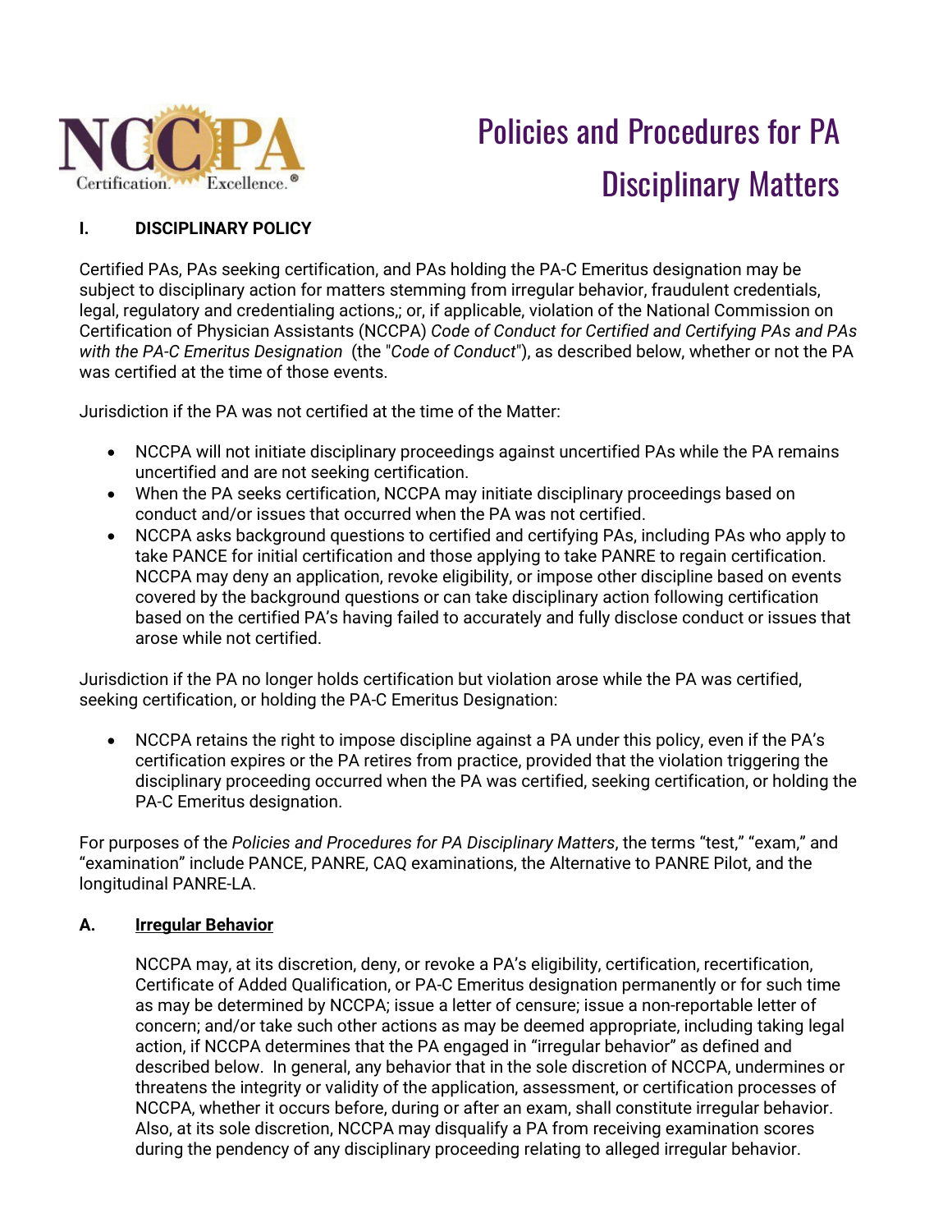# Policies and Procedures for PA Disciplinary Matters

## I. DISCIPLINARY POLICY

Certified PAs, PAs seeking certification, and PAs holding the PA-C Emeritus designation may be subject to disciplinary action for matters stemming from irregular behavior, fraudulent credentials, legal, regulatory and credentialing actions,; or, if applicable, violation of the National Commission on Certification of Physician Assistants (NCCPA) *Code of Conduct for Certified and Certifying PAs and PAs with the PA-C Emeritus Designation* (the "*Code of Conduct*"), as described below, whether or not the PA was certified at the time of those events.

Jurisdiction if the PA was not certified at the time of the Matter:

- NCCPA will not initiate disciplinary proceedings against uncertified PAs while the PA remains uncertified and are not seeking certification.
- When the PA seeks certification, NCCPA may initiate disciplinary proceedings based on conduct and/or issues that occurred when the PA was not certified.
- NCCPA asks background questions to certified and certifying PAs, including PAs who apply to take PANCE for initial certification and those applying to take PANRE to regain certification. NCCPA may deny an application, revoke eligibility, or impose other discipline based on events covered by the background questions or can take disciplinary action following certification based on the certified PA's having failed to accurately and fully disclose conduct or issues that arose while not certified.

Jurisdiction if the PA no longer holds certification but violation arose while the PA was certified, seeking certification, or holding the PA-C Emeritus Designation:

- NCCPA retains the right to impose discipline against a PA under this policy, even if the PA's certification expires or the PA retires from practice, provided that the violation triggering the disciplinary proceeding occurred when the PA was certified, seeking certification, or holding the PA-C Emeritus designation.

For purposes of the *Policies and Procedures for PA Disciplinary Matters*, the terms "test," "exam," and "examination" include PANCE, PANRE, CAQ examinations, the Alternative to PANRE Pilot, and the longitudinal PANRE-LA.

### A. Irregular Behavior

NCCPA may, at its discretion, deny, or revoke a PA's eligibility, certification, recertification, Certificate of Added Qualification, or PA-C Emeritus designation permanently or for such time as may be determined by NCCPA; issue a letter of censure; issue a non-reportable letter of concern; and/or take such other actions as may be deemed appropriate, including taking legal action, if NCCPA determines that the PA engaged in "irregular behavior" as defined and described below. In general, any behavior that in the sole discretion of NCCPA, undermines or threatens the integrity or validity of the application, assessment, or certification processes of NCCPA, whether it occurs before, during or after an exam, shall constitute irregular behavior. Also, at its sole discretion, NCCPA may disqualify a PA from receiving examination scores during the pendency of any disciplinary proceeding relating to alleged irregular behavior.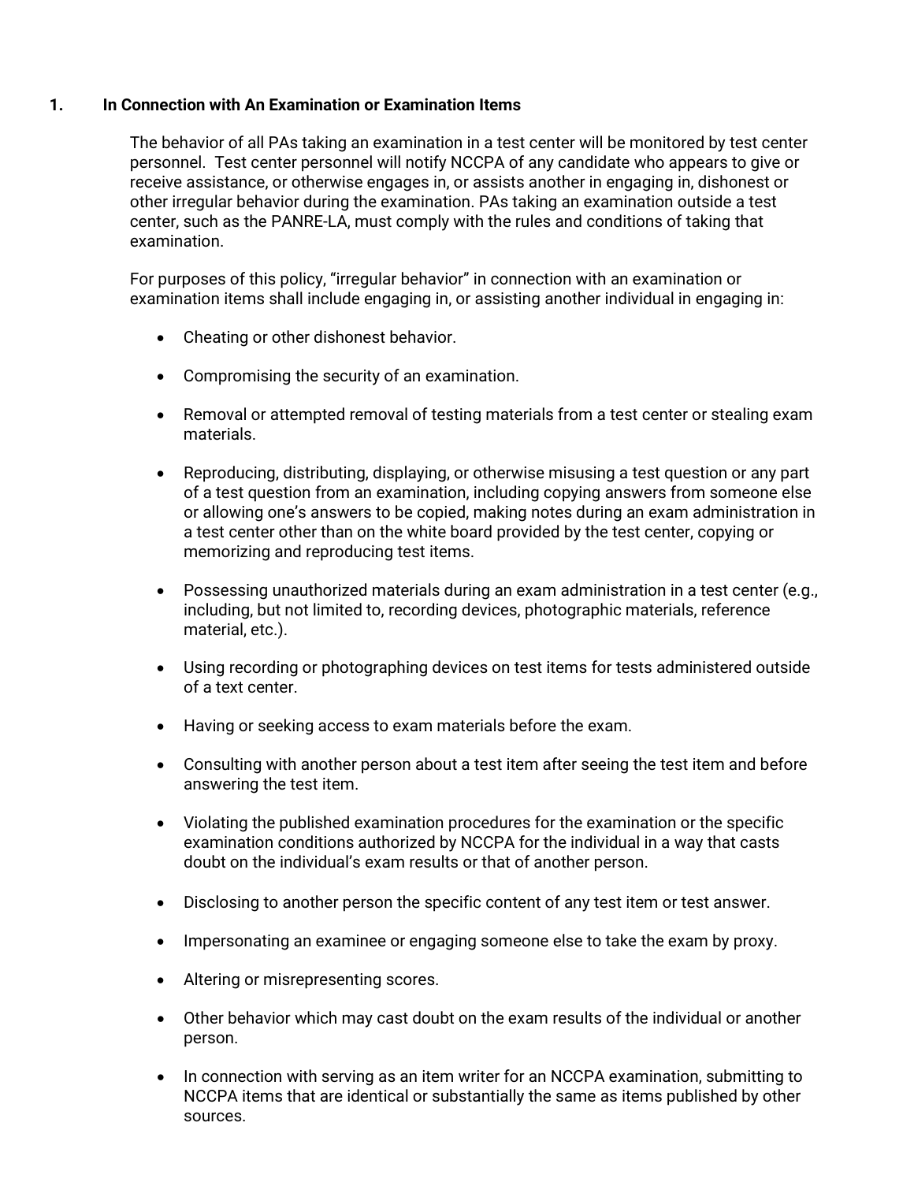## 1. In Connection with An Examination or Examination Items

The behavior of all PAs taking an examination in a test center will be monitored by test center personnel. Test center personnel will notify NCCPA of any candidate who appears to give or receive assistance, or otherwise engages in, or assists another in engaging in, dishonest or other irregular behavior during the examination. PAs taking an examination outside a test center, such as the PANRE-LA, must comply with the rules and conditions of taking that examination.

For purposes of this policy, "irregular behavior" in connection with an examination or examination items shall include engaging in, or assisting another individual in engaging in:

- Cheating or other dishonest behavior.
- Compromising the security of an examination.
- Removal or attempted removal of testing materials from a test center or stealing exam materials.
- Reproducing, distributing, displaying, or otherwise misusing a test question or any part of a test question from an examination, including copying answers from someone else or allowing one's answers to be copied, making notes during an exam administration in a test center other than on the white board provided by the test center, copying or memorizing and reproducing test items.
- Possessing unauthorized materials during an exam administration in a test center (e.g., including, but not limited to, recording devices, photographic materials, reference material, etc.).
- Using recording or photographing devices on test items for tests administered outside of a text center.
- Having or seeking access to exam materials before the exam.
- Consulting with another person about a test item after seeing the test item and before answering the test item.
- Violating the published examination procedures for the examination or the specific examination conditions authorized by NCCPA for the individual in a way that casts doubt on the individual's exam results or that of another person.
- Disclosing to another person the specific content of any test item or test answer.
- Impersonating an examinee or engaging someone else to take the exam by proxy.
- Altering or misrepresenting scores.
- Other behavior which may cast doubt on the exam results of the individual or another person.
- In connection with serving as an item writer for an NCCPA examination, submitting to NCCPA items that are identical or substantially the same as items published by other sources.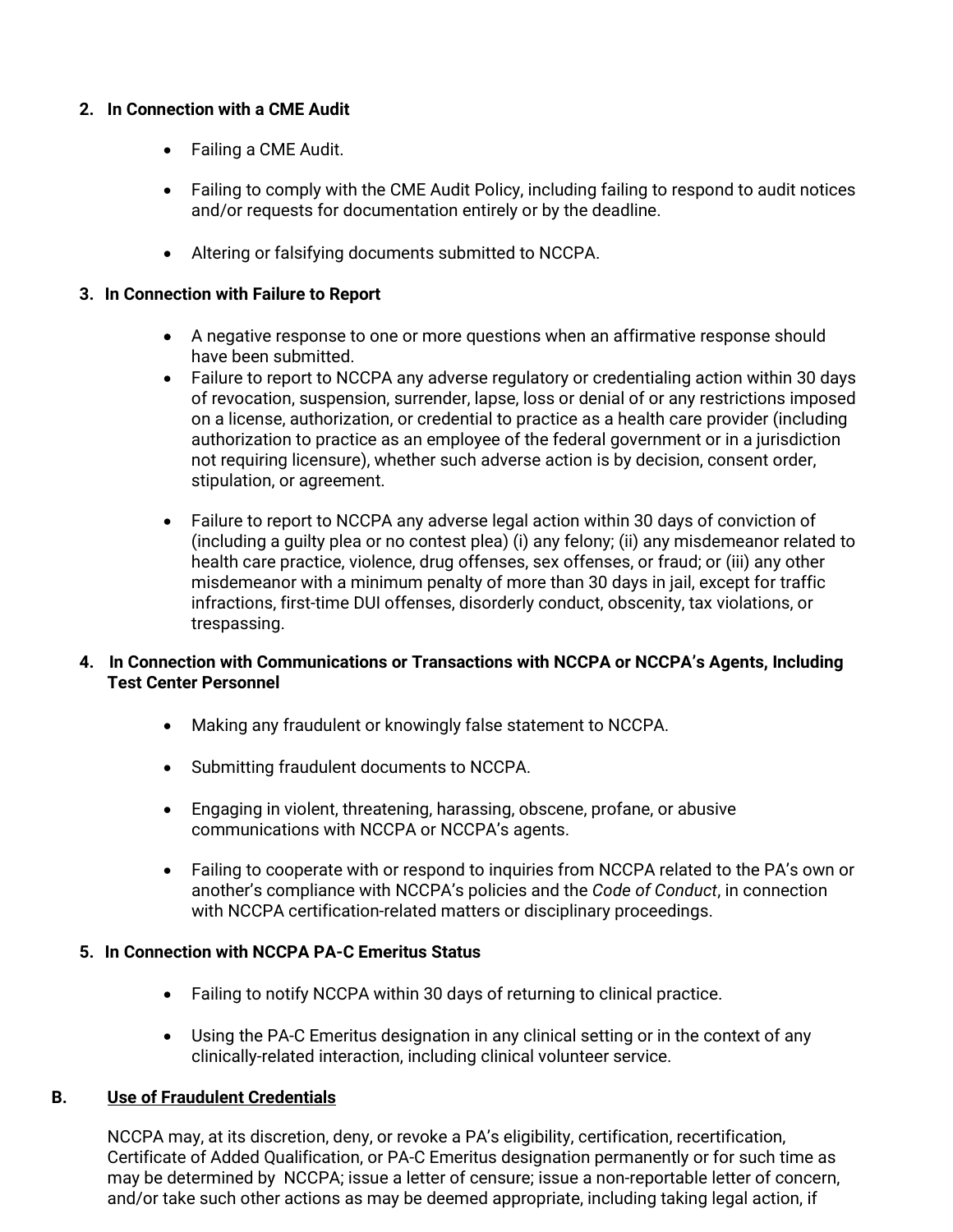**2. In Connection with a CME Audit**

- Failing a CME Audit.
- Failing to comply with the CME Audit Policy, including failing to respond to audit notices and/or requests for documentation entirely or by the deadline.
- Altering or falsifying documents submitted to NCCPA.

**3. In Connection with Failure to Report**

- A negative response to one or more questions when an affirmative response should have been submitted.
- Failure to report to NCCPA any adverse regulatory or credentialing action within 30 days of revocation, suspension, surrender, lapse, loss or denial of or any restrictions imposed on a license, authorization, or credential to practice as a health care provider (including authorization to practice as an employee of the federal government or in a jurisdiction not requiring licensure), whether such adverse action is by decision, consent order, stipulation, or agreement.
- Failure to report to NCCPA any adverse legal action within 30 days of conviction of (including a guilty plea or no contest plea) (i) any felony; (ii) any misdemeanor related to health care practice, violence, drug offenses, sex offenses, or fraud; or (iii) any other misdemeanor with a minimum penalty of more than 30 days in jail, except for traffic infractions, first-time DUI offenses, disorderly conduct, obscenity, tax violations, or trespassing.

**4. In Connection with Communications or Transactions with NCCPA or NCCPA's Agents, Including Test Center Personnel**

- Making any fraudulent or knowingly false statement to NCCPA.
- Submitting fraudulent documents to NCCPA.
- Engaging in violent, threatening, harassing, obscene, profane, or abusive communications with NCCPA or NCCPA's agents.
- Failing to cooperate with or respond to inquiries from NCCPA related to the PA's own or another's compliance with NCCPA's policies and the *Code of Conduct*, in connection with NCCPA certification-related matters or disciplinary proceedings.

**5. In Connection with NCCPA PA-C Emeritus Status**

- Failing to notify NCCPA within 30 days of returning to clinical practice.
- Using the PA-C Emeritus designation in any clinical setting or in the context of any clinically-related interaction, including clinical volunteer service.

## B. Use of Fraudulent Credentials

NCCPA may, at its discretion, deny, or revoke a PA's eligibility, certification, recertification, Certificate of Added Qualification, or PA-C Emeritus designation permanently or for such time as may be determined by NCCPA; issue a letter of censure; issue a non-reportable letter of concern, and/or take such other actions as may be deemed appropriate, including taking legal action, if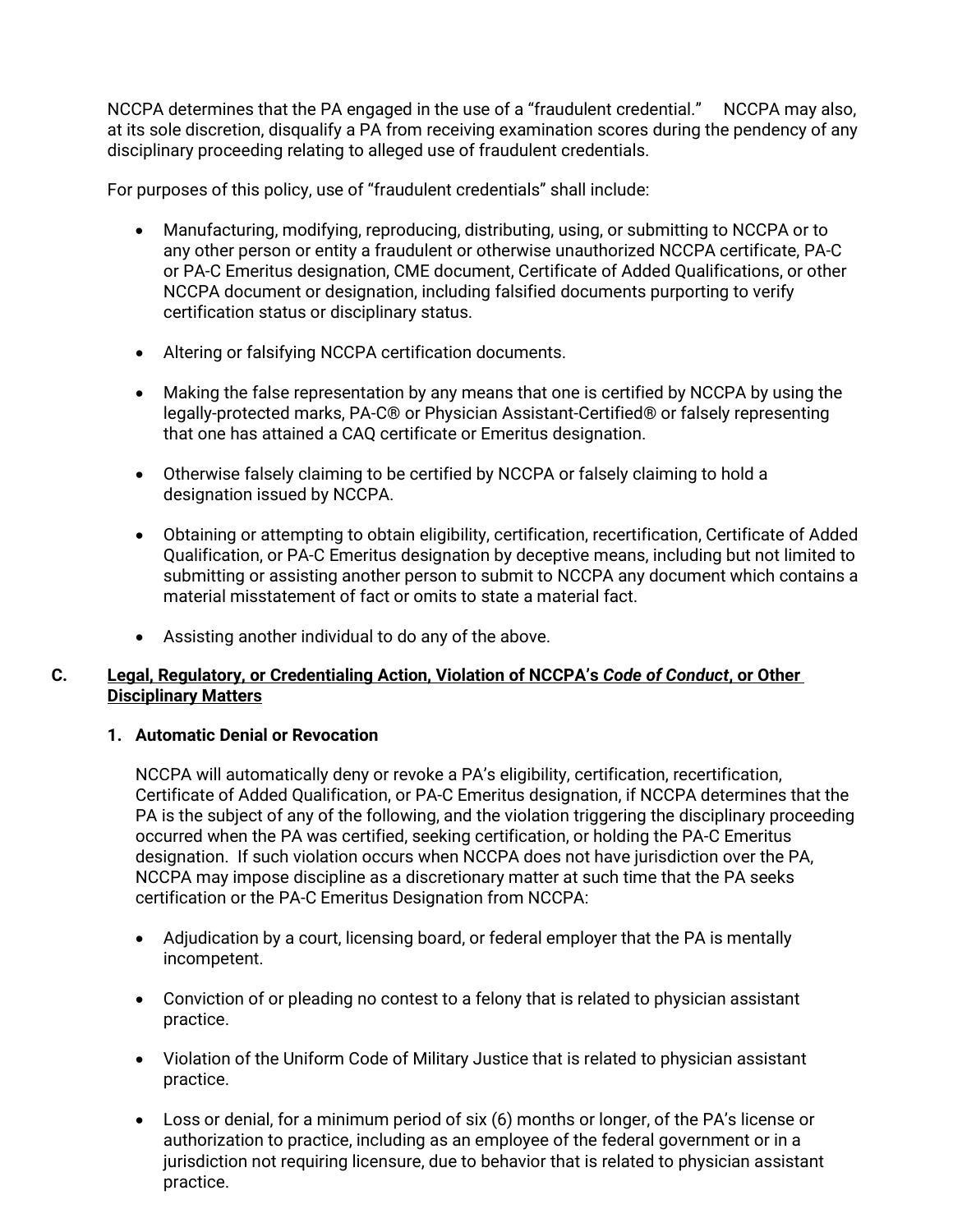NCCPA determines that the PA engaged in the use of a "fraudulent credential." NCCPA may also, at its sole discretion, disqualify a PA from receiving examination scores during the pendency of any disciplinary proceeding relating to alleged use of fraudulent credentials.

For purposes of this policy, use of "fraudulent credentials" shall include:

- Manufacturing, modifying, reproducing, distributing, using, or submitting to NCCPA or to any other person or entity a fraudulent or otherwise unauthorized NCCPA certificate, PA-C or PA-C Emeritus designation, CME document, Certificate of Added Qualifications, or other NCCPA document or designation, including falsified documents purporting to verify certification status or disciplinary status.

- Altering or falsifying NCCPA certification documents.

- Making the false representation by any means that one is certified by NCCPA by using the legally-protected marks, PA-C® or Physician Assistant-Certified® or falsely representing that one has attained a CAQ certificate or Emeritus designation.

- Otherwise falsely claiming to be certified by NCCPA or falsely claiming to hold a designation issued by NCCPA.

- Obtaining or attempting to obtain eligibility, certification, recertification, Certificate of Added Qualification, or PA-C Emeritus designation by deceptive means, including but not limited to submitting or assisting another person to submit to NCCPA any document which contains a material misstatement of fact or omits to state a material fact.

- Assisting another individual to do any of the above.

## C. Legal, Regulatory, or Credentialing Action, Violation of NCCPA's *Code of Conduct*, or Other Disciplinary Matters

### 1. Automatic Denial or Revocation

NCCPA will automatically deny or revoke a PA's eligibility, certification, recertification, Certificate of Added Qualification, or PA-C Emeritus designation, if NCCPA determines that the PA is the subject of any of the following, and the violation triggering the disciplinary proceeding occurred when the PA was certified, seeking certification, or holding the PA-C Emeritus designation. If such violation occurs when NCCPA does not have jurisdiction over the PA, NCCPA may impose discipline as a discretionary matter at such time that the PA seeks certification or the PA-C Emeritus Designation from NCCPA:

- Adjudication by a court, licensing board, or federal employer that the PA is mentally incompetent.

- Conviction of or pleading no contest to a felony that is related to physician assistant practice.

- Violation of the Uniform Code of Military Justice that is related to physician assistant practice.

- Loss or denial, for a minimum period of six (6) months or longer, of the PA's license or authorization to practice, including as an employee of the federal government or in a jurisdiction not requiring licensure, due to behavior that is related to physician assistant practice.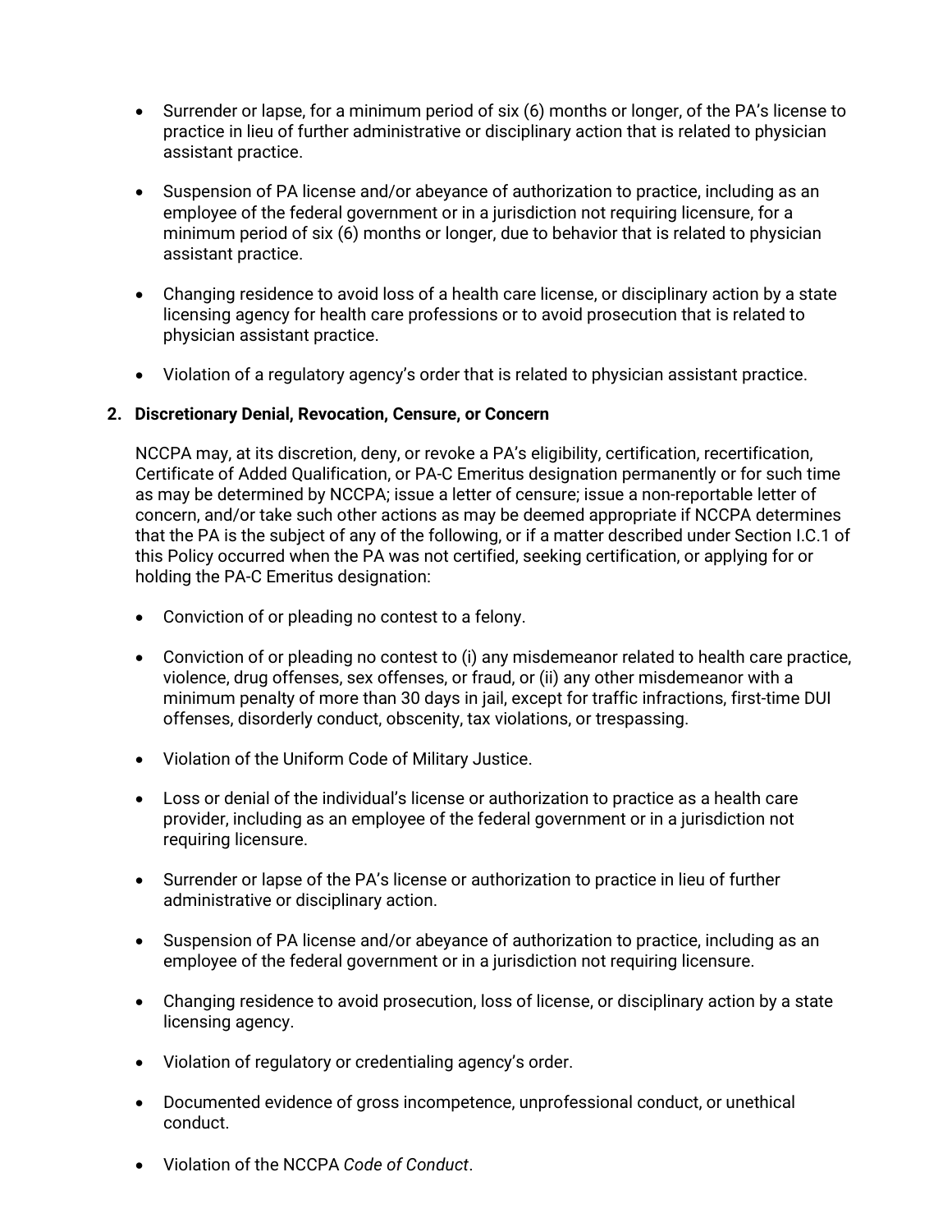- Surrender or lapse, for a minimum period of six (6) months or longer, of the PA's license to practice in lieu of further administrative or disciplinary action that is related to physician assistant practice.

- Suspension of PA license and/or abeyance of authorization to practice, including as an employee of the federal government or in a jurisdiction not requiring licensure, for a minimum period of six (6) months or longer, due to behavior that is related to physician assistant practice.

- Changing residence to avoid loss of a health care license, or disciplinary action by a state licensing agency for health care professions or to avoid prosecution that is related to physician assistant practice.

- Violation of a regulatory agency's order that is related to physician assistant practice.

**2. Discretionary Denial, Revocation, Censure, or Concern**

NCCPA may, at its discretion, deny, or revoke a PA's eligibility, certification, recertification, Certificate of Added Qualification, or PA-C Emeritus designation permanently or for such time as may be determined by NCCPA; issue a letter of censure; issue a non-reportable letter of concern, and/or take such other actions as may be deemed appropriate if NCCPA determines that the PA is the subject of any of the following, or if a matter described under Section I.C.1 of this Policy occurred when the PA was not certified, seeking certification, or applying for or holding the PA-C Emeritus designation:

- Conviction of or pleading no contest to a felony.

- Conviction of or pleading no contest to (i) any misdemeanor related to health care practice, violence, drug offenses, sex offenses, or fraud, or (ii) any other misdemeanor with a minimum penalty of more than 30 days in jail, except for traffic infractions, first-time DUI offenses, disorderly conduct, obscenity, tax violations, or trespassing.

- Violation of the Uniform Code of Military Justice.

- Loss or denial of the individual's license or authorization to practice as a health care provider, including as an employee of the federal government or in a jurisdiction not requiring licensure.

- Surrender or lapse of the PA's license or authorization to practice in lieu of further administrative or disciplinary action.

- Suspension of PA license and/or abeyance of authorization to practice, including as an employee of the federal government or in a jurisdiction not requiring licensure.

- Changing residence to avoid prosecution, loss of license, or disciplinary action by a state licensing agency.

- Violation of regulatory or credentialing agency's order.

- Documented evidence of gross incompetence, unprofessional conduct, or unethical conduct.

- Violation of the NCCPA *Code of Conduct*.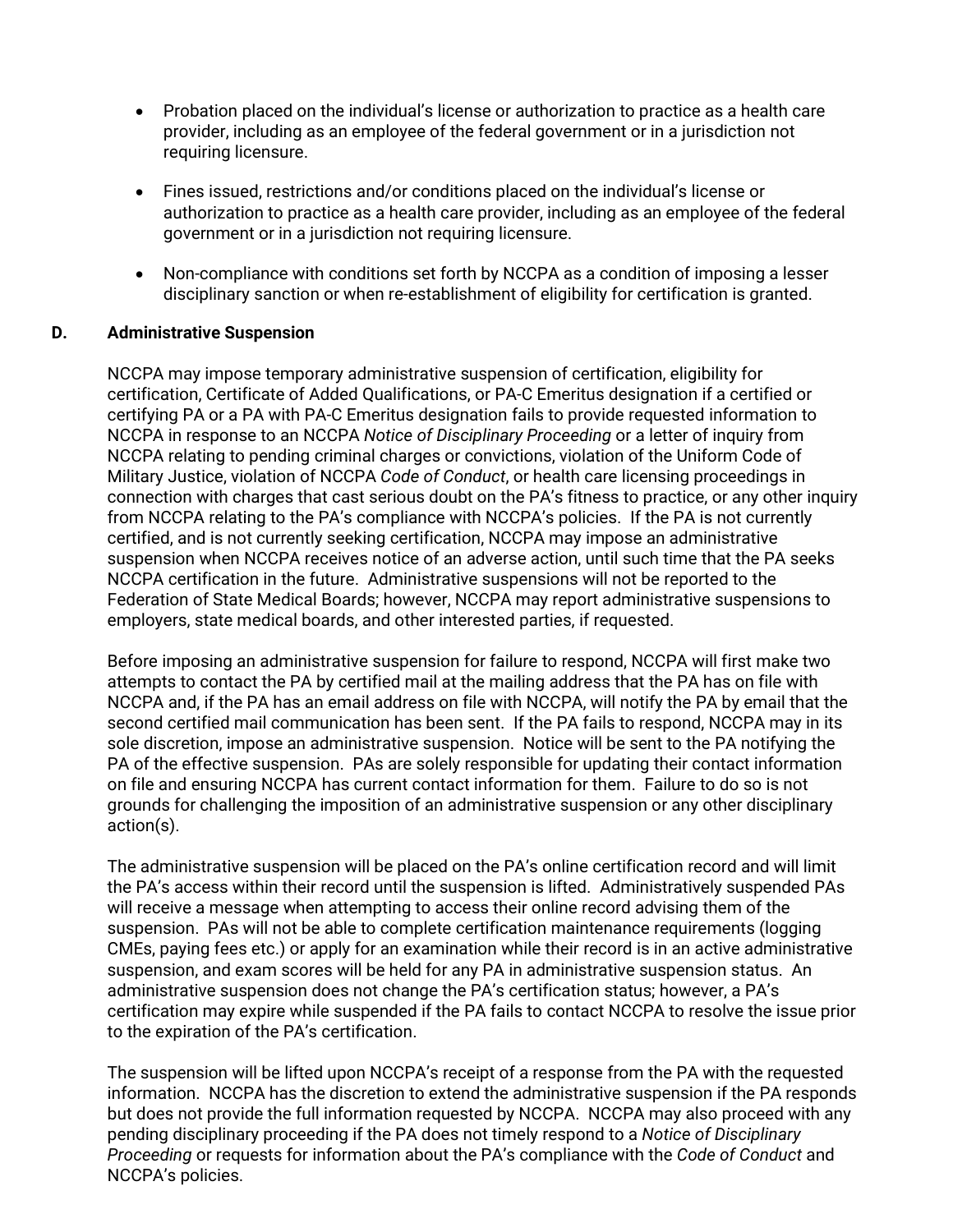- Probation placed on the individual's license or authorization to practice as a health care provider, including as an employee of the federal government or in a jurisdiction not requiring licensure.

- Fines issued, restrictions and/or conditions placed on the individual's license or authorization to practice as a health care provider, including as an employee of the federal government or in a jurisdiction not requiring licensure.

- Non-compliance with conditions set forth by NCCPA as a condition of imposing a lesser disciplinary sanction or when re-establishment of eligibility for certification is granted.

**D. Administrative Suspension**

NCCPA may impose temporary administrative suspension of certification, eligibility for certification, Certificate of Added Qualifications, or PA-C Emeritus designation if a certified or certifying PA or a PA with PA-C Emeritus designation fails to provide requested information to NCCPA in response to an NCCPA *Notice of Disciplinary Proceeding* or a letter of inquiry from NCCPA relating to pending criminal charges or convictions, violation of the Uniform Code of Military Justice, violation of NCCPA *Code of Conduct*, or health care licensing proceedings in connection with charges that cast serious doubt on the PA's fitness to practice, or any other inquiry from NCCPA relating to the PA's compliance with NCCPA's policies. If the PA is not currently certified, and is not currently seeking certification, NCCPA may impose an administrative suspension when NCCPA receives notice of an adverse action, until such time that the PA seeks NCCPA certification in the future. Administrative suspensions will not be reported to the Federation of State Medical Boards; however, NCCPA may report administrative suspensions to employers, state medical boards, and other interested parties, if requested.

Before imposing an administrative suspension for failure to respond, NCCPA will first make two attempts to contact the PA by certified mail at the mailing address that the PA has on file with NCCPA and, if the PA has an email address on file with NCCPA, will notify the PA by email that the second certified mail communication has been sent. If the PA fails to respond, NCCPA may in its sole discretion, impose an administrative suspension. Notice will be sent to the PA notifying the PA of the effective suspension. PAs are solely responsible for updating their contact information on file and ensuring NCCPA has current contact information for them. Failure to do so is not grounds for challenging the imposition of an administrative suspension or any other disciplinary action(s).

The administrative suspension will be placed on the PA's online certification record and will limit the PA's access within their record until the suspension is lifted. Administratively suspended PAs will receive a message when attempting to access their online record advising them of the suspension. PAs will not be able to complete certification maintenance requirements (logging CMEs, paying fees etc.) or apply for an examination while their record is in an active administrative suspension, and exam scores will be held for any PA in administrative suspension status. An administrative suspension does not change the PA's certification status; however, a PA's certification may expire while suspended if the PA fails to contact NCCPA to resolve the issue prior to the expiration of the PA's certification.

The suspension will be lifted upon NCCPA's receipt of a response from the PA with the requested information. NCCPA has the discretion to extend the administrative suspension if the PA responds but does not provide the full information requested by NCCPA. NCCPA may also proceed with any pending disciplinary proceeding if the PA does not timely respond to a *Notice of Disciplinary Proceeding* or requests for information about the PA's compliance with the *Code of Conduct* and NCCPA's policies.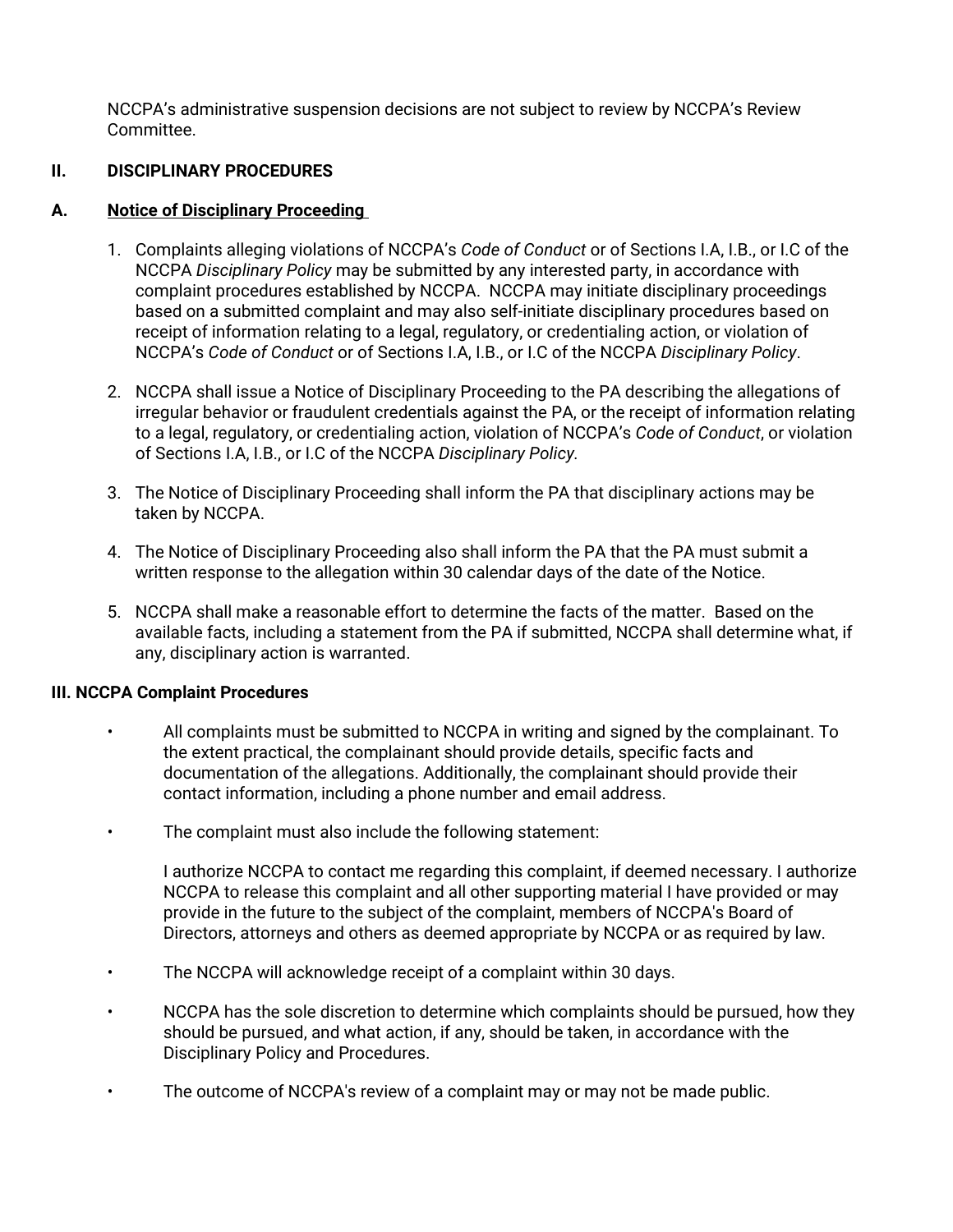NCCPA's administrative suspension decisions are not subject to review by NCCPA's Review Committee.

## II. DISCIPLINARY PROCEDURES

### A. Notice of Disciplinary Proceeding

1. Complaints alleging violations of NCCPA's *Code of Conduct* or of Sections I.A, I.B., or I.C of the NCCPA *Disciplinary Policy* may be submitted by any interested party, in accordance with complaint procedures established by NCCPA. NCCPA may initiate disciplinary proceedings based on a submitted complaint and may also self-initiate disciplinary procedures based on receipt of information relating to a legal, regulatory, or credentialing action, or violation of NCCPA's *Code of Conduct* or of Sections I.A, I.B., or I.C of the NCCPA *Disciplinary Policy*.

2. NCCPA shall issue a Notice of Disciplinary Proceeding to the PA describing the allegations of irregular behavior or fraudulent credentials against the PA, or the receipt of information relating to a legal, regulatory, or credentialing action, violation of NCCPA's *Code of Conduct*, or violation of Sections I.A, I.B., or I.C of the NCCPA *Disciplinary Policy*.

3. The Notice of Disciplinary Proceeding shall inform the PA that disciplinary actions may be taken by NCCPA.

4. The Notice of Disciplinary Proceeding also shall inform the PA that the PA must submit a written response to the allegation within 30 calendar days of the date of the Notice.

5. NCCPA shall make a reasonable effort to determine the facts of the matter. Based on the available facts, including a statement from the PA if submitted, NCCPA shall determine what, if any, disciplinary action is warranted.

## III. NCCPA Complaint Procedures

- All complaints must be submitted to NCCPA in writing and signed by the complainant. To the extent practical, the complainant should provide details, specific facts and documentation of the allegations. Additionally, the complainant should provide their contact information, including a phone number and email address.

- The complaint must also include the following statement:

  I authorize NCCPA to contact me regarding this complaint, if deemed necessary. I authorize NCCPA to release this complaint and all other supporting material I have provided or may provide in the future to the subject of the complaint, members of NCCPA's Board of Directors, attorneys and others as deemed appropriate by NCCPA or as required by law.

- The NCCPA will acknowledge receipt of a complaint within 30 days.

- NCCPA has the sole discretion to determine which complaints should be pursued, how they should be pursued, and what action, if any, should be taken, in accordance with the Disciplinary Policy and Procedures.

- The outcome of NCCPA's review of a complaint may or may not be made public.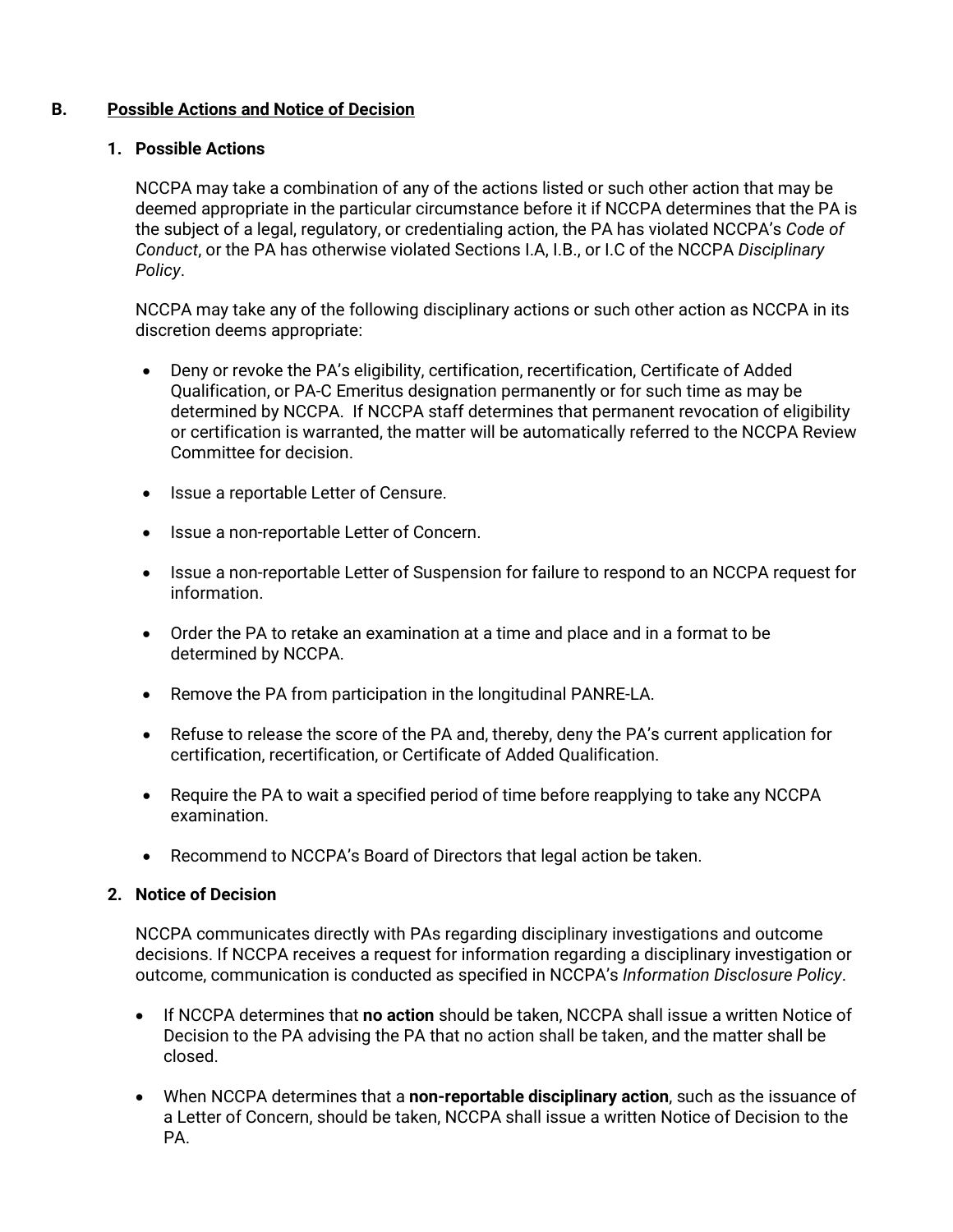## B. Possible Actions and Notice of Decision

### 1. Possible Actions

NCCPA may take a combination of any of the actions listed or such other action that may be deemed appropriate in the particular circumstance before it if NCCPA determines that the PA is the subject of a legal, regulatory, or credentialing action, the PA has violated NCCPA's *Code of Conduct*, or the PA has otherwise violated Sections I.A, I.B., or I.C of the NCCPA *Disciplinary Policy*.

NCCPA may take any of the following disciplinary actions or such other action as NCCPA in its discretion deems appropriate:

- Deny or revoke the PA's eligibility, certification, recertification, Certificate of Added Qualification, or PA-C Emeritus designation permanently or for such time as may be determined by NCCPA. If NCCPA staff determines that permanent revocation of eligibility or certification is warranted, the matter will be automatically referred to the NCCPA Review Committee for decision.
- Issue a reportable Letter of Censure.
- Issue a non-reportable Letter of Concern.
- Issue a non-reportable Letter of Suspension for failure to respond to an NCCPA request for information.
- Order the PA to retake an examination at a time and place and in a format to be determined by NCCPA.
- Remove the PA from participation in the longitudinal PANRE-LA.
- Refuse to release the score of the PA and, thereby, deny the PA's current application for certification, recertification, or Certificate of Added Qualification.
- Require the PA to wait a specified period of time before reapplying to take any NCCPA examination.
- Recommend to NCCPA's Board of Directors that legal action be taken.

### 2. Notice of Decision

NCCPA communicates directly with PAs regarding disciplinary investigations and outcome decisions. If NCCPA receives a request for information regarding a disciplinary investigation or outcome, communication is conducted as specified in NCCPA's *Information Disclosure Policy*.

- If NCCPA determines that **no action** should be taken, NCCPA shall issue a written Notice of Decision to the PA advising the PA that no action shall be taken, and the matter shall be closed.
- When NCCPA determines that a **non-reportable disciplinary action**, such as the issuance of a Letter of Concern, should be taken, NCCPA shall issue a written Notice of Decision to the PA.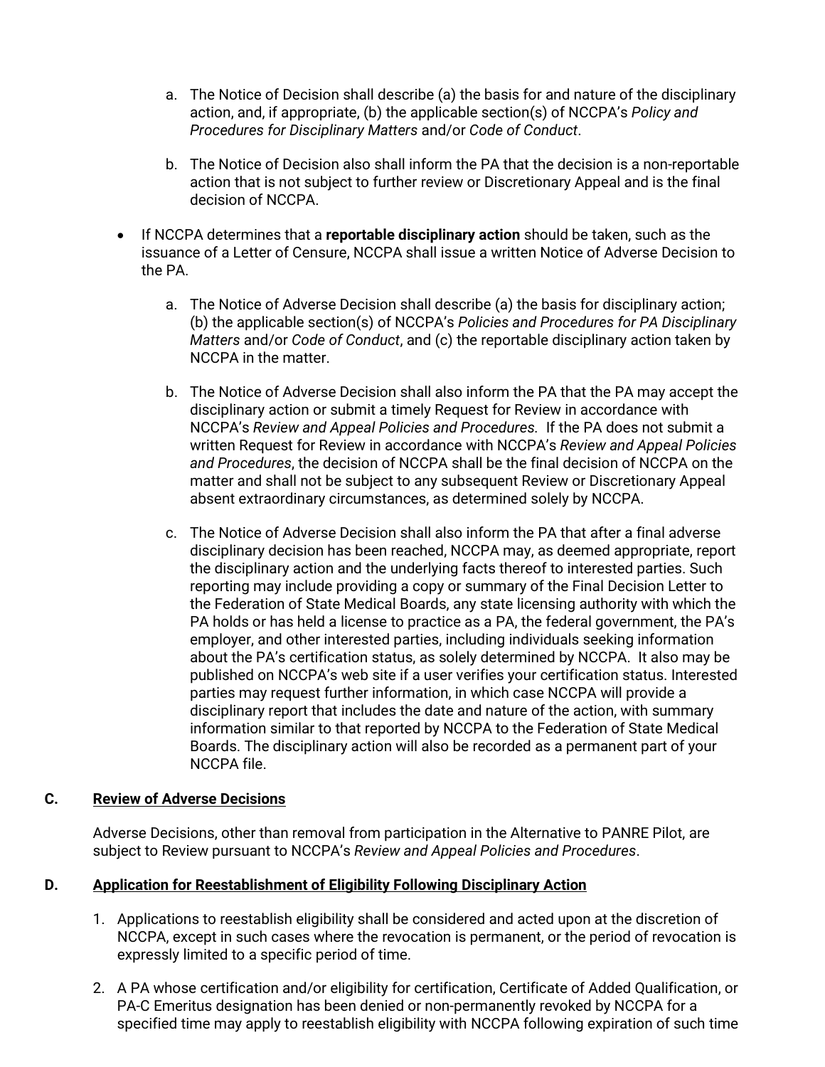a. The Notice of Decision shall describe (a) the basis for and nature of the disciplinary action, and, if appropriate, (b) the applicable section(s) of NCCPA's *Policy and Procedures for Disciplinary Matters* and/or *Code of Conduct*.

   b. The Notice of Decision also shall inform the PA that the decision is a non-reportable action that is not subject to further review or Discretionary Appeal and is the final decision of NCCPA.

- If NCCPA determines that a **reportable disciplinary action** should be taken, such as the issuance of a Letter of Censure, NCCPA shall issue a written Notice of Adverse Decision to the PA.

   a. The Notice of Adverse Decision shall describe (a) the basis for disciplinary action; (b) the applicable section(s) of NCCPA's *Policies and Procedures for PA Disciplinary Matters* and/or *Code of Conduct*, and (c) the reportable disciplinary action taken by NCCPA in the matter.

   b. The Notice of Adverse Decision shall also inform the PA that the PA may accept the disciplinary action or submit a timely Request for Review in accordance with NCCPA's *Review and Appeal Policies and Procedures.* If the PA does not submit a written Request for Review in accordance with NCCPA's *Review and Appeal Policies and Procedures*, the decision of NCCPA shall be the final decision of NCCPA on the matter and shall not be subject to any subsequent Review or Discretionary Appeal absent extraordinary circumstances, as determined solely by NCCPA.

   c. The Notice of Adverse Decision shall also inform the PA that after a final adverse disciplinary decision has been reached, NCCPA may, as deemed appropriate, report the disciplinary action and the underlying facts thereof to interested parties. Such reporting may include providing a copy or summary of the Final Decision Letter to the Federation of State Medical Boards, any state licensing authority with which the PA holds or has held a license to practice as a PA, the federal government, the PA's employer, and other interested parties, including individuals seeking information about the PA's certification status, as solely determined by NCCPA. It also may be published on NCCPA's web site if a user verifies your certification status. Interested parties may request further information, in which case NCCPA will provide a disciplinary report that includes the date and nature of the action, with summary information similar to that reported by NCCPA to the Federation of State Medical Boards. The disciplinary action will also be recorded as a permanent part of your NCCPA file.

## C. Review of Adverse Decisions

Adverse Decisions, other than removal from participation in the Alternative to PANRE Pilot, are subject to Review pursuant to NCCPA's *Review and Appeal Policies and Procedures*.

## D. Application for Reestablishment of Eligibility Following Disciplinary Action

1. Applications to reestablish eligibility shall be considered and acted upon at the discretion of NCCPA, except in such cases where the revocation is permanent, or the period of revocation is expressly limited to a specific period of time.

2. A PA whose certification and/or eligibility for certification, Certificate of Added Qualification, or PA-C Emeritus designation has been denied or non-permanently revoked by NCCPA for a specified time may apply to reestablish eligibility with NCCPA following expiration of such time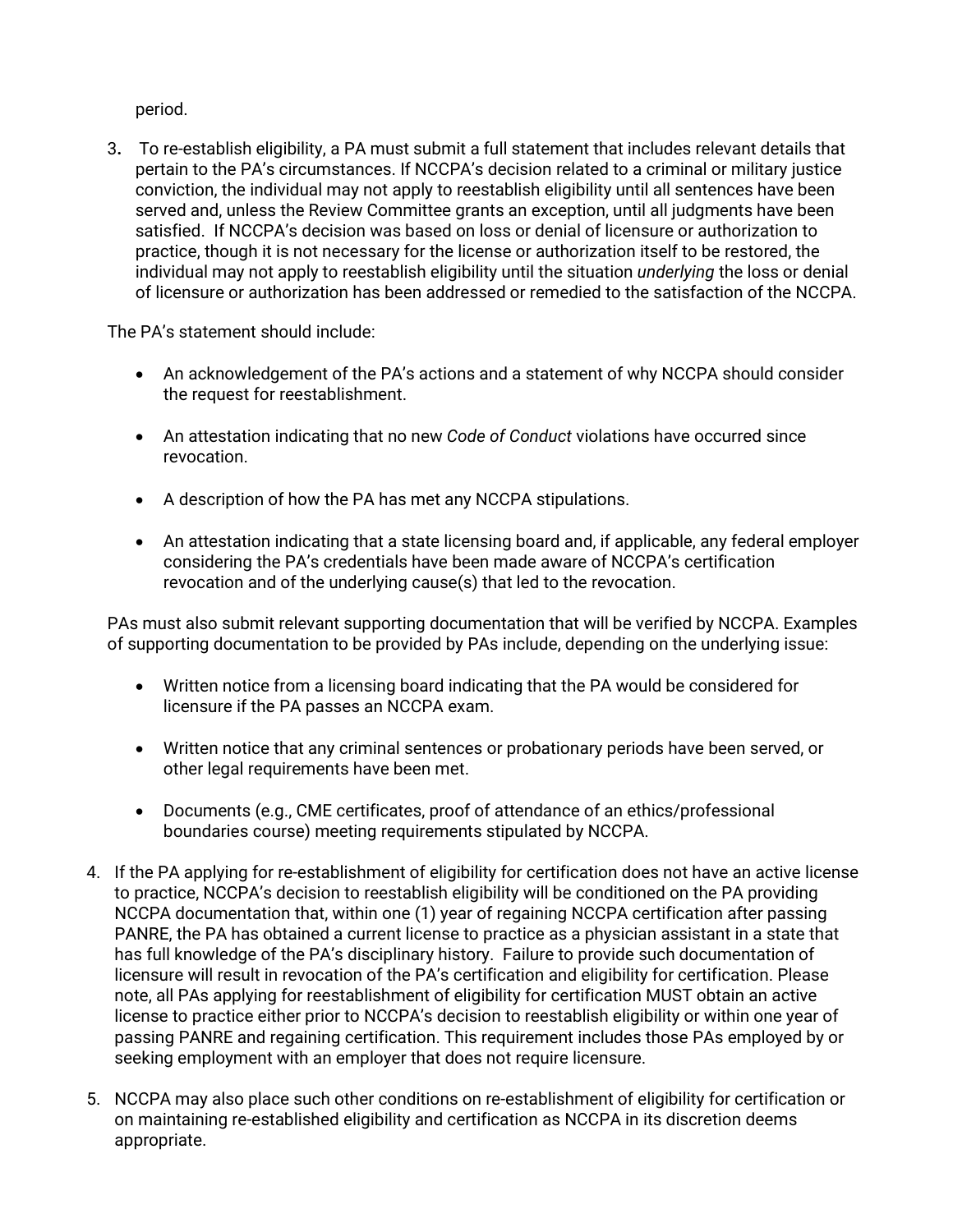period.

3. To re-establish eligibility, a PA must submit a full statement that includes relevant details that pertain to the PA's circumstances. If NCCPA's decision related to a criminal or military justice conviction, the individual may not apply to reestablish eligibility until all sentences have been served and, unless the Review Committee grants an exception, until all judgments have been satisfied. If NCCPA's decision was based on loss or denial of licensure or authorization to practice, though it is not necessary for the license or authorization itself to be restored, the individual may not apply to reestablish eligibility until the situation *underlying* the loss or denial of licensure or authorization has been addressed or remedied to the satisfaction of the NCCPA.

   The PA's statement should include:

   - An acknowledgement of the PA's actions and a statement of why NCCPA should consider the request for reestablishment.
   - An attestation indicating that no new *Code of Conduct* violations have occurred since revocation.
   - A description of how the PA has met any NCCPA stipulations.
   - An attestation indicating that a state licensing board and, if applicable, any federal employer considering the PA's credentials have been made aware of NCCPA's certification revocation and of the underlying cause(s) that led to the revocation.

   PAs must also submit relevant supporting documentation that will be verified by NCCPA. Examples of supporting documentation to be provided by PAs include, depending on the underlying issue:

   - Written notice from a licensing board indicating that the PA would be considered for licensure if the PA passes an NCCPA exam.
   - Written notice that any criminal sentences or probationary periods have been served, or other legal requirements have been met.
   - Documents (e.g., CME certificates, proof of attendance of an ethics/professional boundaries course) meeting requirements stipulated by NCCPA.

4. If the PA applying for re-establishment of eligibility for certification does not have an active license to practice, NCCPA's decision to reestablish eligibility will be conditioned on the PA providing NCCPA documentation that, within one (1) year of regaining NCCPA certification after passing PANRE, the PA has obtained a current license to practice as a physician assistant in a state that has full knowledge of the PA's disciplinary history. Failure to provide such documentation of licensure will result in revocation of the PA's certification and eligibility for certification. Please note, all PAs applying for reestablishment of eligibility for certification MUST obtain an active license to practice either prior to NCCPA's decision to reestablish eligibility or within one year of passing PANRE and regaining certification. This requirement includes those PAs employed by or seeking employment with an employer that does not require licensure.

5. NCCPA may also place such other conditions on re-establishment of eligibility for certification or on maintaining re-established eligibility and certification as NCCPA in its discretion deems appropriate.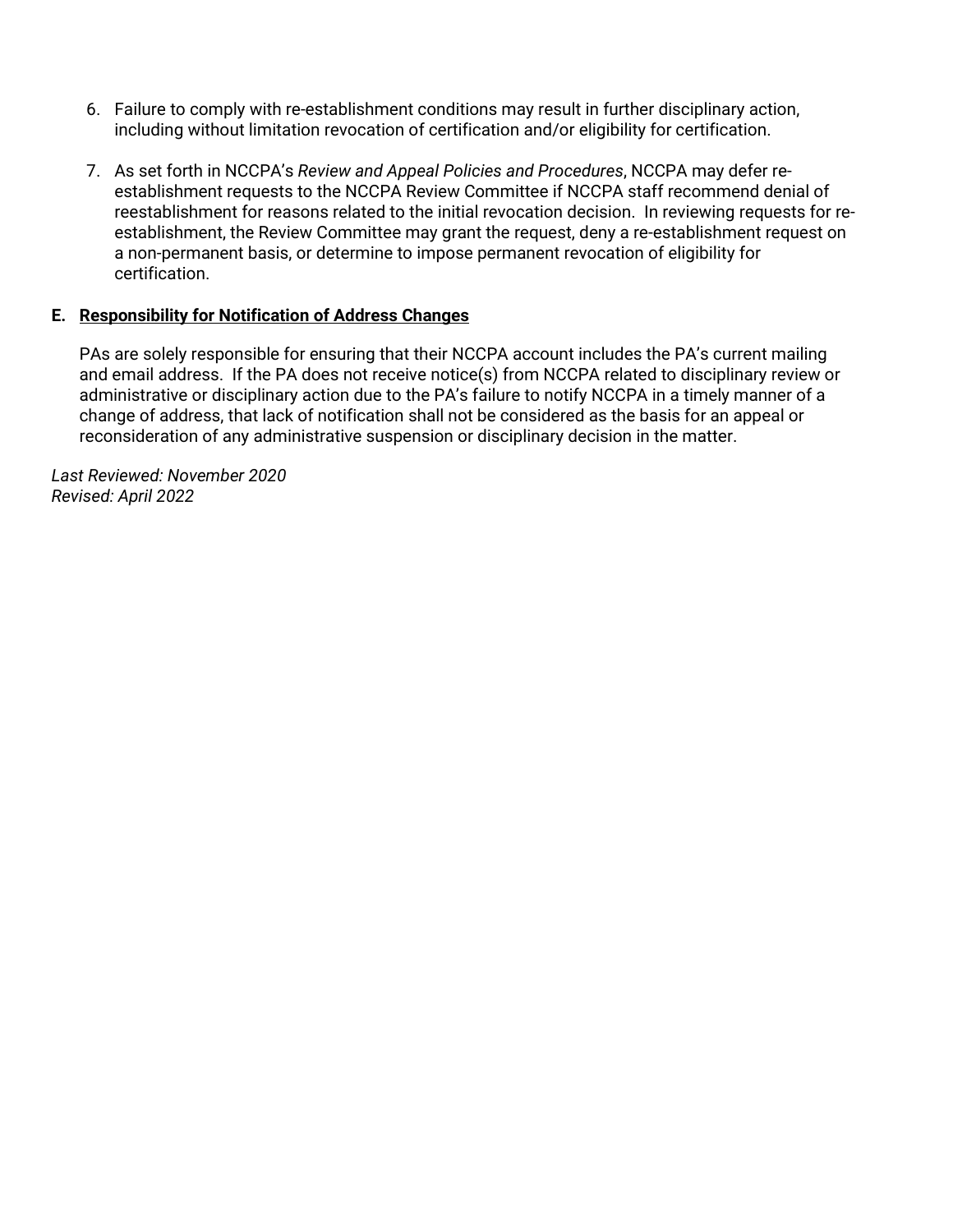6. Failure to comply with re-establishment conditions may result in further disciplinary action, including without limitation revocation of certification and/or eligibility for certification.

7. As set forth in NCCPA's *Review and Appeal Policies and Procedures*, NCCPA may defer re-establishment requests to the NCCPA Review Committee if NCCPA staff recommend denial of reestablishment for reasons related to the initial revocation decision. In reviewing requests for re-establishment, the Review Committee may grant the request, deny a re-establishment request on a non-permanent basis, or determine to impose permanent revocation of eligibility for certification.

**E. <u>Responsibility for Notification of Address Changes</u>**

PAs are solely responsible for ensuring that their NCCPA account includes the PA's current mailing and email address. If the PA does not receive notice(s) from NCCPA related to disciplinary review or administrative or disciplinary action due to the PA's failure to notify NCCPA in a timely manner of a change of address, that lack of notification shall not be considered as the basis for an appeal or reconsideration of any administrative suspension or disciplinary decision in the matter.

*Last Reviewed: November 2020*
*Revised: April 2022*